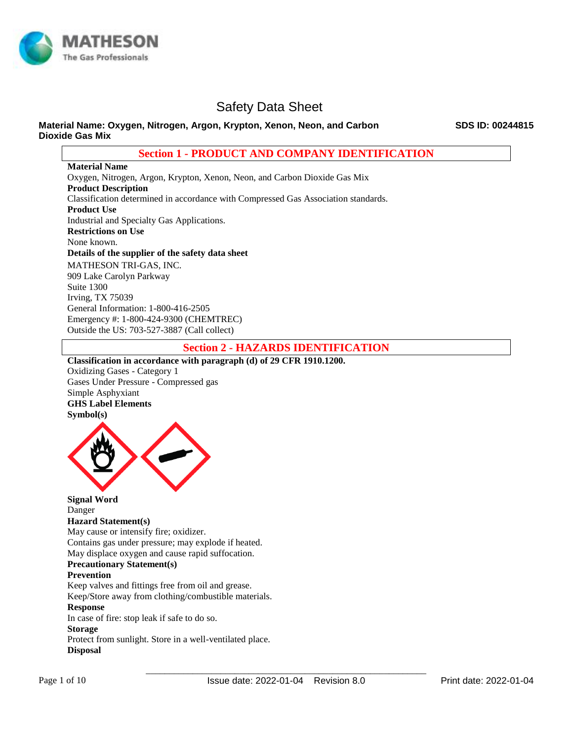# Safety Data Sheet

**Material Name: Oxygen, Nitrogen, Argon, Krypton, Xenon, Neon, and Carbon Dioxide Gas Mix** **SDS ID: 00244815**

## Section 1 - PRODUCT AND COMPANY IDENTIFICATION

**Material Name**

Oxygen, Nitrogen, Argon, Krypton, Xenon, Neon, and Carbon Dioxide Gas Mix

**Product Description**

Classification determined in accordance with Compressed Gas Association standards.

**Product Use**

Industrial and Specialty Gas Applications.

**Restrictions on Use**

None known.

**Details of the supplier of the safety data sheet**

MATHESON TRI-GAS, INC.
909 Lake Carolyn Parkway
Suite 1300
Irving, TX 75039
General Information: 1-800-416-2505
Emergency #: 1-800-424-9300 (CHEMTREC)
Outside the US: 703-527-3887 (Call collect)

## Section 2 - HAZARDS IDENTIFICATION

**Classification in accordance with paragraph (d) of 29 CFR 1910.1200.**

Oxidizing Gases - Category 1
Gases Under Pressure - Compressed gas
Simple Asphyxiant

**GHS Label Elements**

**Symbol(s)**

**Signal Word**

Danger

**Hazard Statement(s)**

May cause or intensify fire; oxidizer.
Contains gas under pressure; may explode if heated.
May displace oxygen and cause rapid suffocation.

**Precautionary Statement(s)**

**Prevention**

Keep valves and fittings free from oil and grease.
Keep/Store away from clothing/combustible materials.

**Response**

In case of fire: stop leak if safe to do so.

**Storage**

Protect from sunlight. Store in a well-ventilated place.

**Disposal**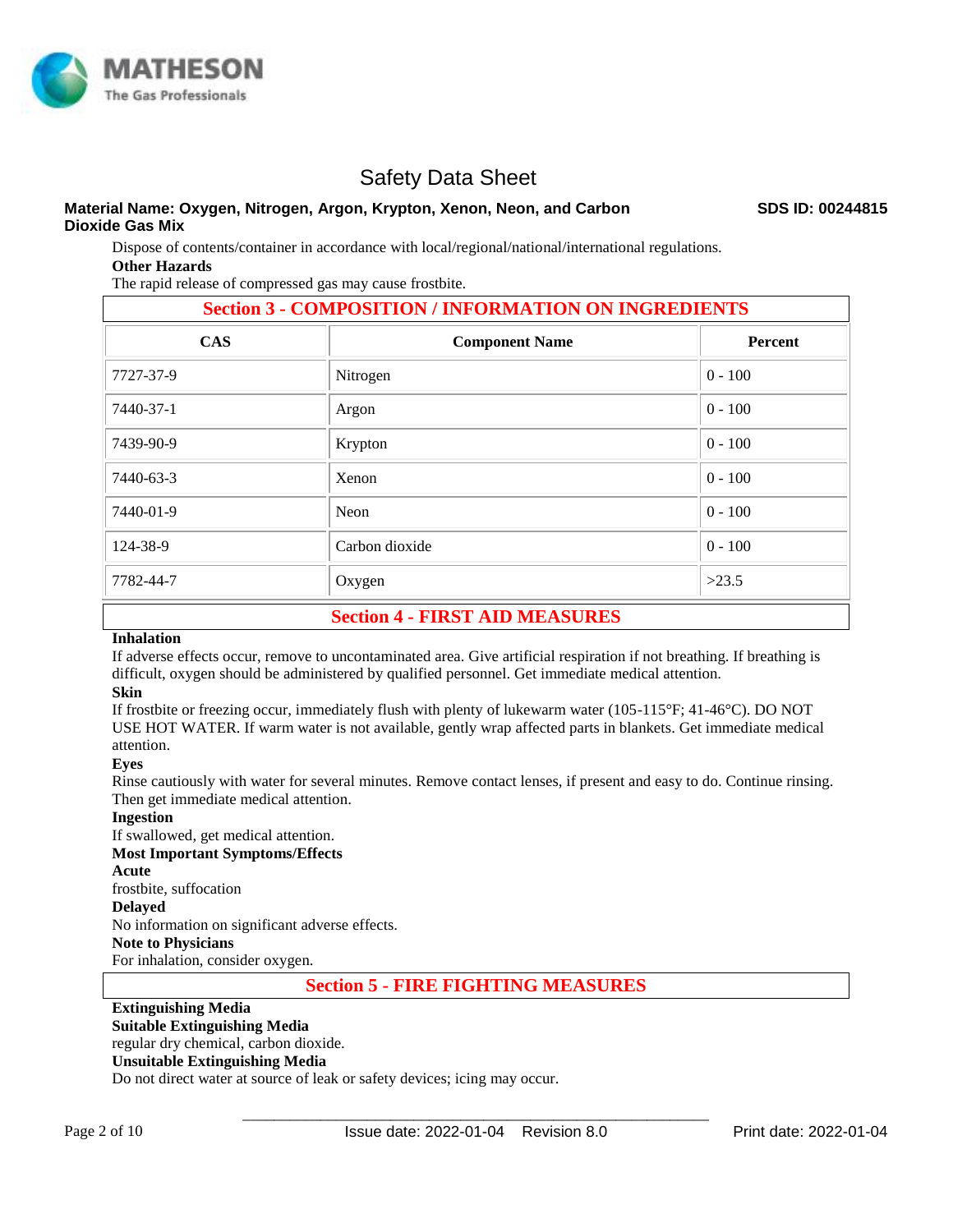Dispose of contents/container in accordance with local/regional/national/international regulations.

**Other Hazards**

The rapid release of compressed gas may cause frostbite.

## Section 3 - COMPOSITION / INFORMATION ON INGREDIENTS

| CAS | Component Name | Percent |
|---|---|---|
| 7727-37-9 | Nitrogen | 0 - 100 |
| 7440-37-1 | Argon | 0 - 100 |
| 7439-90-9 | Krypton | 0 - 100 |
| 7440-63-3 | Xenon | 0 - 100 |
| 7440-01-9 | Neon | 0 - 100 |
| 124-38-9 | Carbon dioxide | 0 - 100 |
| 7782-44-7 | Oxygen | >23.5 |

## Section 4 - FIRST AID MEASURES

**Inhalation**

If adverse effects occur, remove to uncontaminated area. Give artificial respiration if not breathing. If breathing is difficult, oxygen should be administered by qualified personnel. Get immediate medical attention.

**Skin**

If frostbite or freezing occur, immediately flush with plenty of lukewarm water (105-115°F; 41-46°C). DO NOT USE HOT WATER. If warm water is not available, gently wrap affected parts in blankets. Get immediate medical attention.

**Eyes**

Rinse cautiously with water for several minutes. Remove contact lenses, if present and easy to do. Continue rinsing. Then get immediate medical attention.

**Ingestion**

If swallowed, get medical attention.

**Most Important Symptoms/Effects**

**Acute**

frostbite, suffocation

**Delayed**

No information on significant adverse effects.

**Note to Physicians**

For inhalation, consider oxygen.

## Section 5 - FIRE FIGHTING MEASURES

**Extinguishing Media**

**Suitable Extinguishing Media**

regular dry chemical, carbon dioxide.

**Unsuitable Extinguishing Media**

Do not direct water at source of leak or safety devices; icing may occur.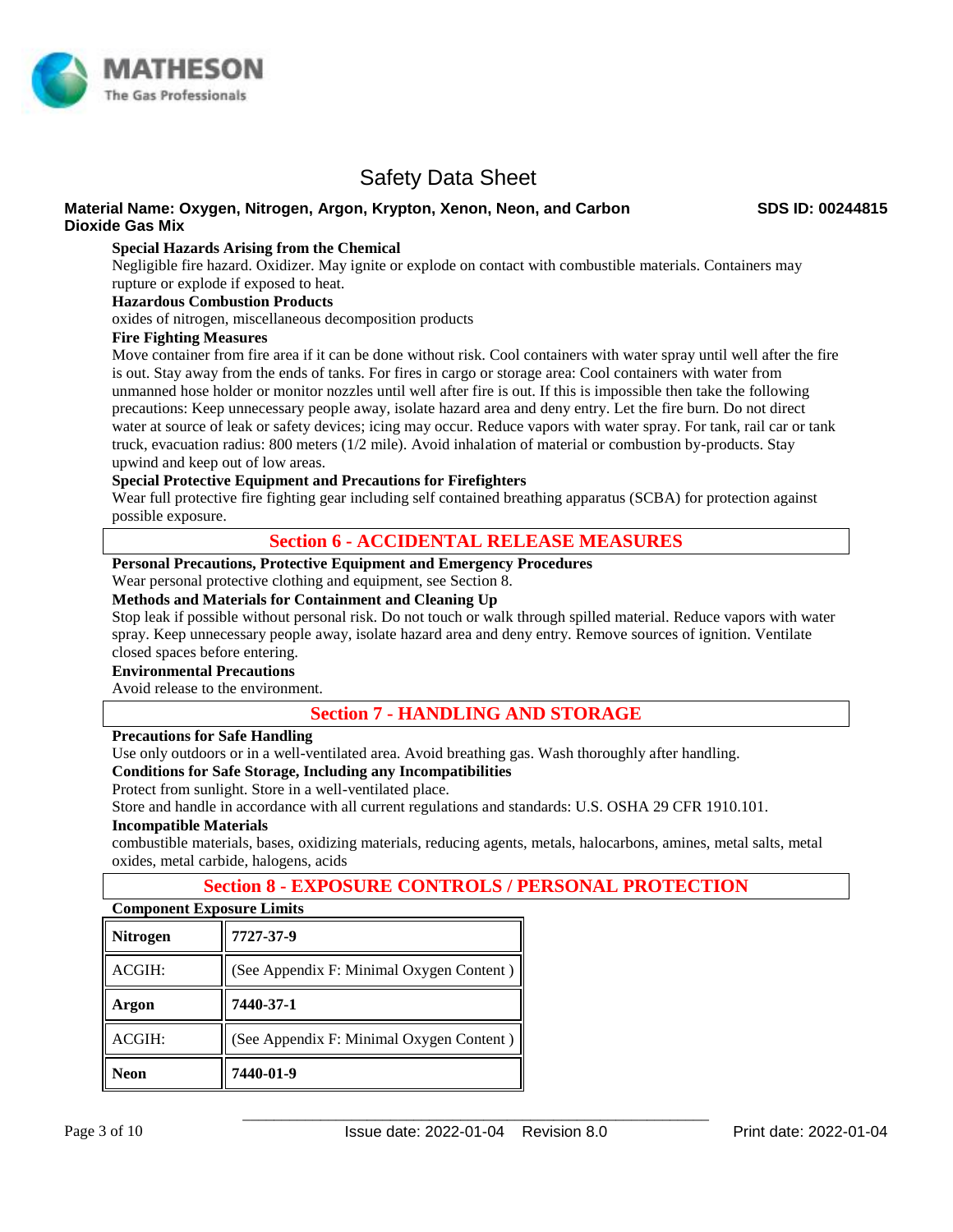**Special Hazards Arising from the Chemical**

Negligible fire hazard. Oxidizer. May ignite or explode on contact with combustible materials. Containers may rupture or explode if exposed to heat.

**Hazardous Combustion Products**

oxides of nitrogen, miscellaneous decomposition products

**Fire Fighting Measures**

Move container from fire area if it can be done without risk. Cool containers with water spray until well after the fire is out. Stay away from the ends of tanks. For fires in cargo or storage area: Cool containers with water from unmanned hose holder or monitor nozzles until well after fire is out. If this is impossible then take the following precautions: Keep unnecessary people away, isolate hazard area and deny entry. Let the fire burn. Do not direct water at source of leak or safety devices; icing may occur. Reduce vapors with water spray. For tank, rail car or tank truck, evacuation radius: 800 meters (1/2 mile). Avoid inhalation of material or combustion by-products. Stay upwind and keep out of low areas.

**Special Protective Equipment and Precautions for Firefighters**

Wear full protective fire fighting gear including self contained breathing apparatus (SCBA) for protection against possible exposure.

## Section 6 - ACCIDENTAL RELEASE MEASURES

**Personal Precautions, Protective Equipment and Emergency Procedures**

Wear personal protective clothing and equipment, see Section 8.

**Methods and Materials for Containment and Cleaning Up**

Stop leak if possible without personal risk. Do not touch or walk through spilled material. Reduce vapors with water spray. Keep unnecessary people away, isolate hazard area and deny entry. Remove sources of ignition. Ventilate closed spaces before entering.

**Environmental Precautions**

Avoid release to the environment.

## Section 7 - HANDLING AND STORAGE

**Precautions for Safe Handling**

Use only outdoors or in a well-ventilated area. Avoid breathing gas. Wash thoroughly after handling.

**Conditions for Safe Storage, Including any Incompatibilities**

Protect from sunlight. Store in a well-ventilated place.

Store and handle in accordance with all current regulations and standards: U.S. OSHA 29 CFR 1910.101.

**Incompatible Materials**

combustible materials, bases, oxidizing materials, reducing agents, metals, halocarbons, amines, metal salts, metal oxides, metal carbide, halogens, acids

## Section 8 - EXPOSURE CONTROLS / PERSONAL PROTECTION

**Component Exposure Limits**

| **Nitrogen** | **7727-37-9** |
|---|---|
| ACGIH: | (See Appendix F: Minimal Oxygen Content ) |
| **Argon** | **7440-37-1** |
| ACGIH: | (See Appendix F: Minimal Oxygen Content ) |
| **Neon** | **7440-01-9** |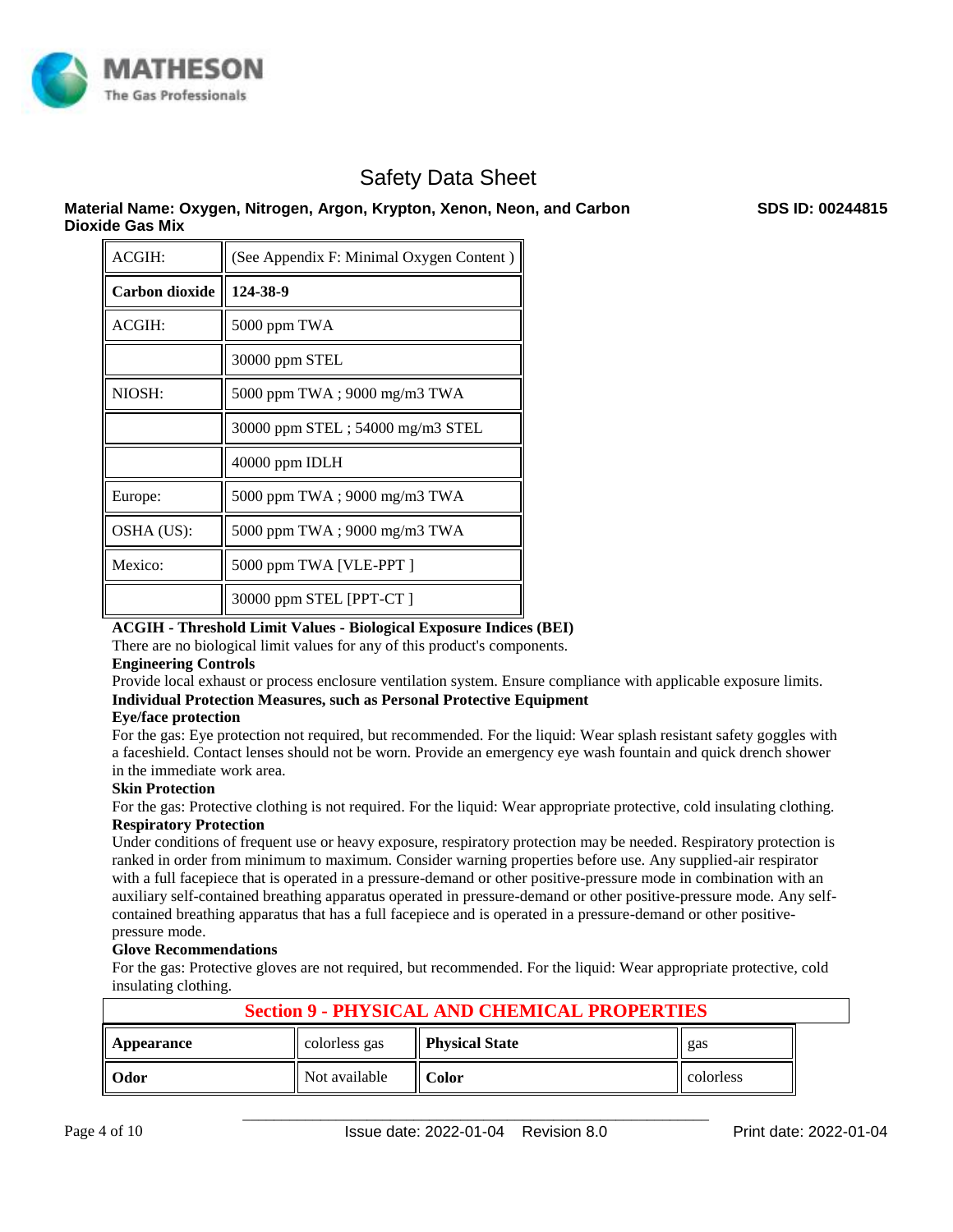| ACGIH: | (See Appendix F: Minimal Oxygen Content ) |
| --- | --- |
| **Carbon dioxide** | **124-38-9** |
| ACGIH: | 5000 ppm TWA |
| | 30000 ppm STEL |
| NIOSH: | 5000 ppm TWA ; 9000 mg/m3 TWA |
| | 30000 ppm STEL ; 54000 mg/m3 STEL |
| | 40000 ppm IDLH |
| Europe: | 5000 ppm TWA ; 9000 mg/m3 TWA |
| OSHA (US): | 5000 ppm TWA ; 9000 mg/m3 TWA |
| Mexico: | 5000 ppm TWA [VLE-PPT ] |
| | 30000 ppm STEL [PPT-CT ] |

**ACGIH - Threshold Limit Values - Biological Exposure Indices (BEI)**

There are no biological limit values for any of this product's components.

**Engineering Controls**

Provide local exhaust or process enclosure ventilation system. Ensure compliance with applicable exposure limits.

**Individual Protection Measures, such as Personal Protective Equipment**

**Eye/face protection**

For the gas: Eye protection not required, but recommended. For the liquid: Wear splash resistant safety goggles with a faceshield. Contact lenses should not be worn. Provide an emergency eye wash fountain and quick drench shower in the immediate work area.

**Skin Protection**

For the gas: Protective clothing is not required. For the liquid: Wear appropriate protective, cold insulating clothing.

**Respiratory Protection**

Under conditions of frequent use or heavy exposure, respiratory protection may be needed. Respiratory protection is ranked in order from minimum to maximum. Consider warning properties before use. Any supplied-air respirator with a full facepiece that is operated in a pressure-demand or other positive-pressure mode in combination with an auxiliary self-contained breathing apparatus operated in pressure-demand or other positive-pressure mode. Any self-contained breathing apparatus that has a full facepiece and is operated in a pressure-demand or other positive-pressure mode.

**Glove Recommendations**

For the gas: Protective gloves are not required, but recommended. For the liquid: Wear appropriate protective, cold insulating clothing.

## Section 9 - PHYSICAL AND CHEMICAL PROPERTIES

| **Appearance** | colorless gas | **Physical State** | gas |
| --- | --- | --- | --- |
| **Odor** | Not available | **Color** | colorless |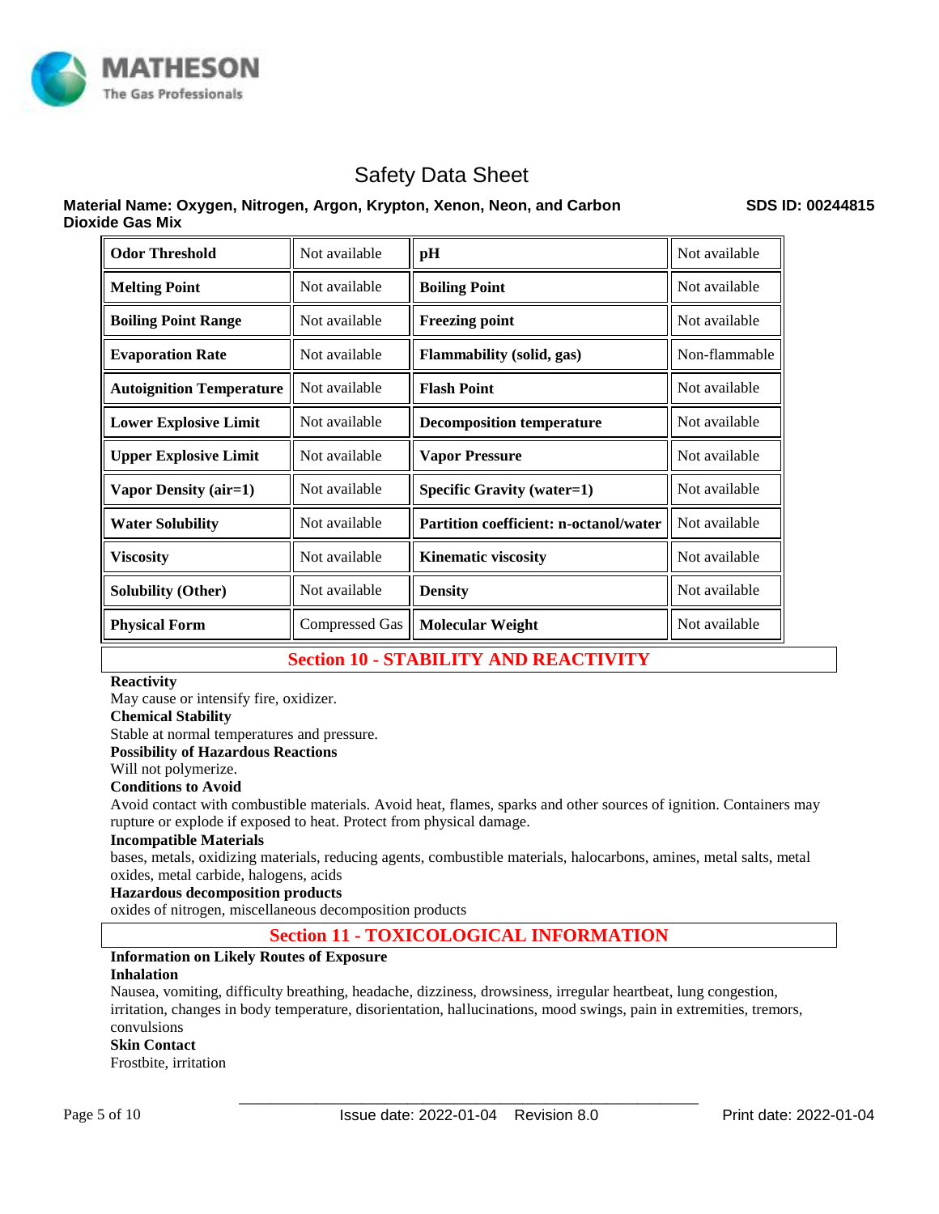| Odor Threshold | Not available | pH | Not available |
|---|---|---|---|
| Melting Point | Not available | Boiling Point | Not available |
| Boiling Point Range | Not available | Freezing point | Not available |
| Evaporation Rate | Not available | Flammability (solid, gas) | Non-flammable |
| Autoignition Temperature | Not available | Flash Point | Not available |
| Lower Explosive Limit | Not available | Decomposition temperature | Not available |
| Upper Explosive Limit | Not available | Vapor Pressure | Not available |
| Vapor Density (air=1) | Not available | Specific Gravity (water=1) | Not available |
| Water Solubility | Not available | Partition coefficient: n-octanol/water | Not available |
| Viscosity | Not available | Kinematic viscosity | Not available |
| Solubility (Other) | Not available | Density | Not available |
| Physical Form | Compressed Gas | Molecular Weight | Not available |

## Section 10 - STABILITY AND REACTIVITY

**Reactivity**

May cause or intensify fire, oxidizer.

**Chemical Stability**

Stable at normal temperatures and pressure.

**Possibility of Hazardous Reactions**

Will not polymerize.

**Conditions to Avoid**

Avoid contact with combustible materials. Avoid heat, flames, sparks and other sources of ignition. Containers may rupture or explode if exposed to heat. Protect from physical damage.

**Incompatible Materials**

bases, metals, oxidizing materials, reducing agents, combustible materials, halocarbons, amines, metal salts, metal oxides, metal carbide, halogens, acids

**Hazardous decomposition products**

oxides of nitrogen, miscellaneous decomposition products

## Section 11 - TOXICOLOGICAL INFORMATION

**Information on Likely Routes of Exposure**

**Inhalation**

Nausea, vomiting, difficulty breathing, headache, dizziness, drowsiness, irregular heartbeat, lung congestion, irritation, changes in body temperature, disorientation, hallucinations, mood swings, pain in extremities, tremors, convulsions

**Skin Contact**

Frostbite, irritation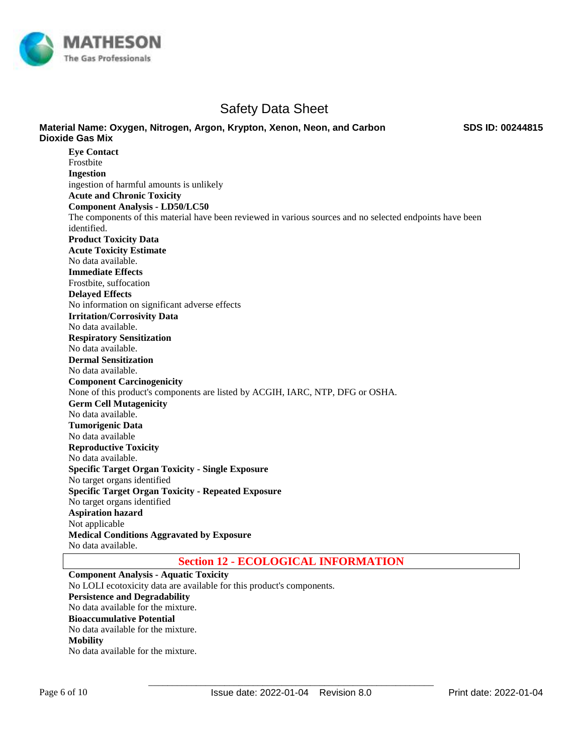**Eye Contact**
Frostbite
**Ingestion**
ingestion of harmful amounts is unlikely
**Acute and Chronic Toxicity**
**Component Analysis - LD50/LC50**
The components of this material have been reviewed in various sources and no selected endpoints have been identified.
**Product Toxicity Data**
**Acute Toxicity Estimate**
No data available.
**Immediate Effects**
Frostbite, suffocation
**Delayed Effects**
No information on significant adverse effects
**Irritation/Corrosivity Data**
No data available.
**Respiratory Sensitization**
No data available.
**Dermal Sensitization**
No data available.
**Component Carcinogenicity**
None of this product's components are listed by ACGIH, IARC, NTP, DFG or OSHA.
**Germ Cell Mutagenicity**
No data available.
**Tumorigenic Data**
No data available
**Reproductive Toxicity**
No data available.
**Specific Target Organ Toxicity - Single Exposure**
No target organs identified
**Specific Target Organ Toxicity - Repeated Exposure**
No target organs identified
**Aspiration hazard**
Not applicable
**Medical Conditions Aggravated by Exposure**
No data available.

## Section 12 - ECOLOGICAL INFORMATION

**Component Analysis - Aquatic Toxicity**
No LOLI ecotoxicity data are available for this product's components.
**Persistence and Degradability**
No data available for the mixture.
**Bioaccumulative Potential**
No data available for the mixture.
**Mobility**
No data available for the mixture.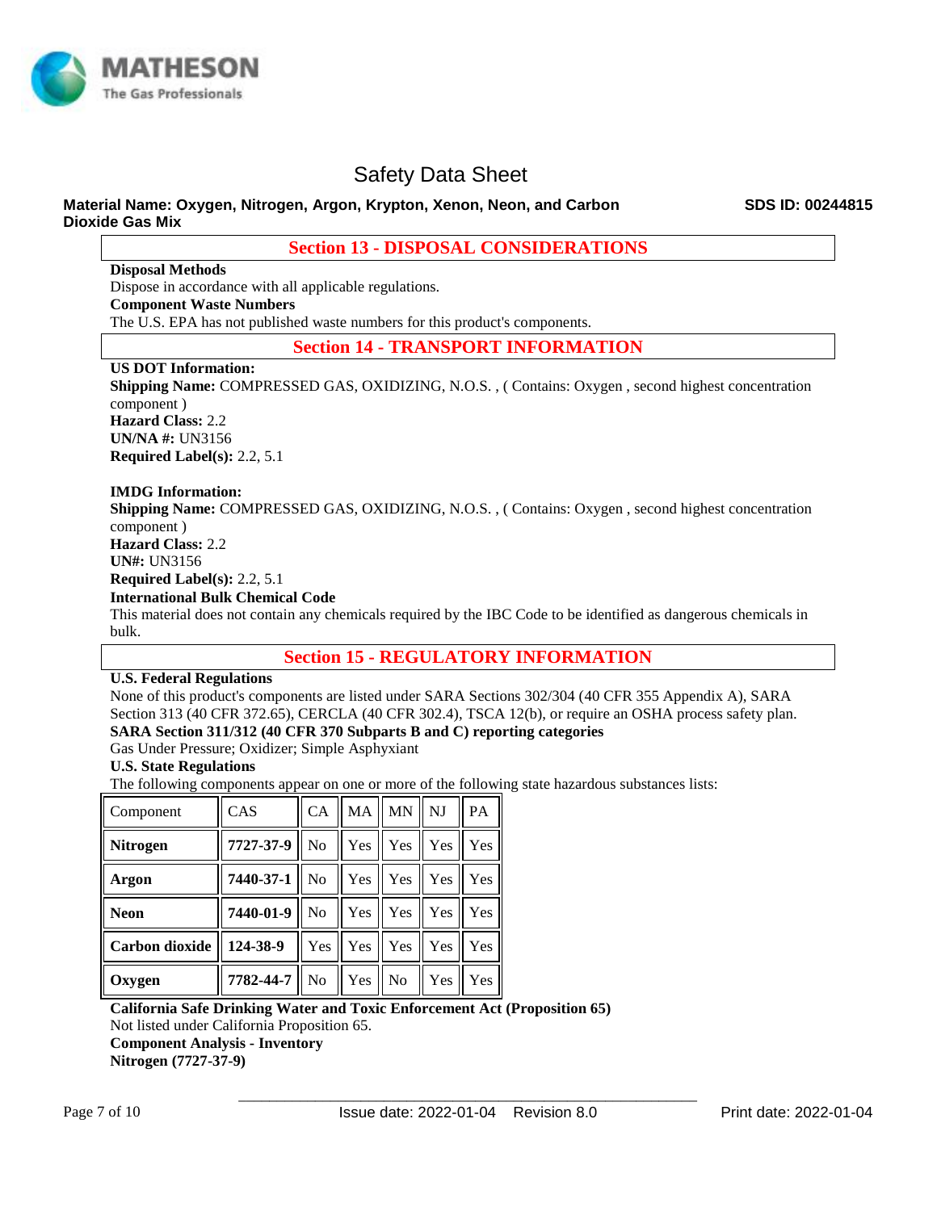## Section 13 - DISPOSAL CONSIDERATIONS

**Disposal Methods**

Dispose in accordance with all applicable regulations.

**Component Waste Numbers**

The U.S. EPA has not published waste numbers for this product's components.

## Section 14 - TRANSPORT INFORMATION

**US DOT Information:**

**Shipping Name:** COMPRESSED GAS, OXIDIZING, N.O.S. , ( Contains: Oxygen , second highest concentration component )

**Hazard Class:** 2.2

**UN/NA #:** UN3156

**Required Label(s):** 2.2, 5.1

**IMDG Information:**

**Shipping Name:** COMPRESSED GAS, OXIDIZING, N.O.S. , ( Contains: Oxygen , second highest concentration component )

**Hazard Class:** 2.2

**UN#:** UN3156

**Required Label(s):** 2.2, 5.1

**International Bulk Chemical Code**

This material does not contain any chemicals required by the IBC Code to be identified as dangerous chemicals in bulk.

## Section 15 - REGULATORY INFORMATION

**U.S. Federal Regulations**

None of this product's components are listed under SARA Sections 302/304 (40 CFR 355 Appendix A), SARA Section 313 (40 CFR 372.65), CERCLA (40 CFR 302.4), TSCA 12(b), or require an OSHA process safety plan.

**SARA Section 311/312 (40 CFR 370 Subparts B and C) reporting categories**

Gas Under Pressure; Oxidizer; Simple Asphyxiant

**U.S. State Regulations**

The following components appear on one or more of the following state hazardous substances lists:

| Component | CAS | CA | MA | MN | NJ | PA |
|---|---|---|---|---|---|---|
| **Nitrogen** | **7727-37-9** | No | Yes | Yes | Yes | Yes |
| **Argon** | **7440-37-1** | No | Yes | Yes | Yes | Yes |
| **Neon** | **7440-01-9** | No | Yes | Yes | Yes | Yes |
| **Carbon dioxide** | **124-38-9** | Yes | Yes | Yes | Yes | Yes |
| **Oxygen** | **7782-44-7** | No | Yes | No | Yes | Yes |

**California Safe Drinking Water and Toxic Enforcement Act (Proposition 65)**

Not listed under California Proposition 65.

**Component Analysis - Inventory**

**Nitrogen (7727-37-9)**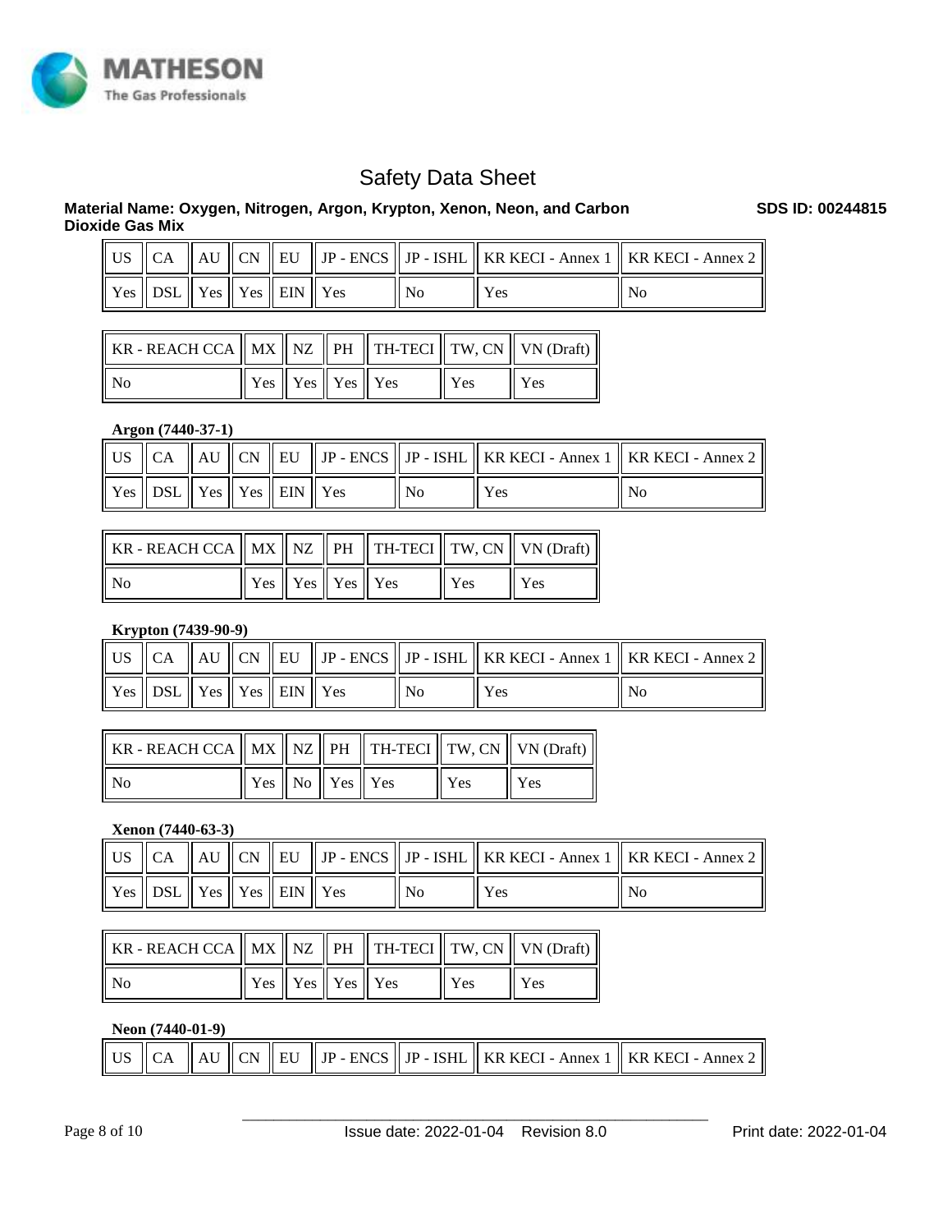| US | CA | AU | CN | EU | JP - ENCS | JP - ISHL | KR KECI - Annex 1 | KR KECI - Annex 2 |
|---|---|---|---|---|---|---|---|---|
| Yes | DSL | Yes | Yes | EIN | Yes | No | Yes | No |

| KR - REACH CCA | MX | NZ | PH | TH-TECI | TW, CN | VN (Draft) |
|---|---|---|---|---|---|---|
| No | Yes | Yes | Yes | Yes | Yes | Yes |

**Argon (7440-37-1)**

| US | CA | AU | CN | EU | JP - ENCS | JP - ISHL | KR KECI - Annex 1 | KR KECI - Annex 2 |
|---|---|---|---|---|---|---|---|---|
| Yes | DSL | Yes | Yes | EIN | Yes | No | Yes | No |

| KR - REACH CCA | MX | NZ | PH | TH-TECI | TW, CN | VN (Draft) |
|---|---|---|---|---|---|---|
| No | Yes | Yes | Yes | Yes | Yes | Yes |

**Krypton (7439-90-9)**

| US | CA | AU | CN | EU | JP - ENCS | JP - ISHL | KR KECI - Annex 1 | KR KECI - Annex 2 |
|---|---|---|---|---|---|---|---|---|
| Yes | DSL | Yes | Yes | EIN | Yes | No | Yes | No |

| KR - REACH CCA | MX | NZ | PH | TH-TECI | TW, CN | VN (Draft) |
|---|---|---|---|---|---|---|
| No | Yes | No | Yes | Yes | Yes | Yes |

**Xenon (7440-63-3)**

| US | CA | AU | CN | EU | JP - ENCS | JP - ISHL | KR KECI - Annex 1 | KR KECI - Annex 2 |
|---|---|---|---|---|---|---|---|---|
| Yes | DSL | Yes | Yes | EIN | Yes | No | Yes | No |

| KR - REACH CCA | MX | NZ | PH | TH-TECI | TW, CN | VN (Draft) |
|---|---|---|---|---|---|---|
| No | Yes | Yes | Yes | Yes | Yes | Yes |

**Neon (7440-01-9)**

| US | CA | AU | CN | EU | JP - ENCS | JP - ISHL | KR KECI - Annex 1 | KR KECI - Annex 2 |
|---|---|---|---|---|---|---|---|---|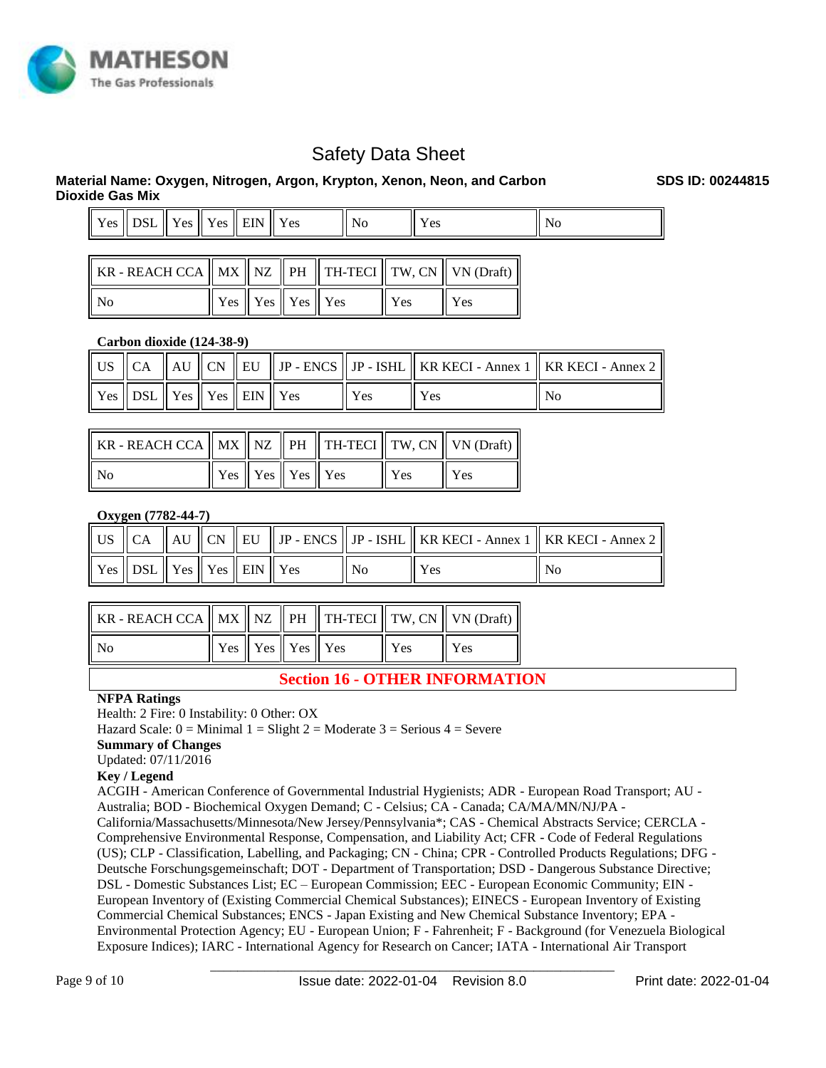| Yes | DSL | Yes | Yes | EIN | Yes | No | Yes | No |
|---|---|---|---|---|---|---|---|---|

| KR - REACH CCA | MX | NZ | PH | TH-TECI | TW, CN | VN (Draft) |
|---|---|---|---|---|---|---|
| No | Yes | Yes | Yes | Yes | Yes | Yes |

**Carbon dioxide (124-38-9)**

| US | CA | AU | CN | EU | JP - ENCS | JP - ISHL | KR KECI - Annex 1 | KR KECI - Annex 2 |
|---|---|---|---|---|---|---|---|---|
| Yes | DSL | Yes | Yes | EIN | Yes | Yes | Yes | No |

| KR - REACH CCA | MX | NZ | PH | TH-TECI | TW, CN | VN (Draft) |
|---|---|---|---|---|---|---|
| No | Yes | Yes | Yes | Yes | Yes | Yes |

**Oxygen (7782-44-7)**

| US | CA | AU | CN | EU | JP - ENCS | JP - ISHL | KR KECI - Annex 1 | KR KECI - Annex 2 |
|---|---|---|---|---|---|---|---|---|
| Yes | DSL | Yes | Yes | EIN | Yes | No | Yes | No |

| KR - REACH CCA | MX | NZ | PH | TH-TECI | TW, CN | VN (Draft) |
|---|---|---|---|---|---|---|
| No | Yes | Yes | Yes | Yes | Yes | Yes |

## Section 16 - OTHER INFORMATION

**NFPA Ratings**

Health: 2 Fire: 0 Instability: 0 Other: OX

Hazard Scale: 0 = Minimal 1 = Slight 2 = Moderate 3 = Serious 4 = Severe

**Summary of Changes**

Updated: 07/11/2016

**Key / Legend**

ACGIH - American Conference of Governmental Industrial Hygienists; ADR - European Road Transport; AU - Australia; BOD - Biochemical Oxygen Demand; C - Celsius; CA - Canada; CA/MA/MN/NJ/PA - California/Massachusetts/Minnesota/New Jersey/Pennsylvania*; CAS - Chemical Abstracts Service; CERCLA - Comprehensive Environmental Response, Compensation, and Liability Act; CFR - Code of Federal Regulations (US); CLP - Classification, Labelling, and Packaging; CN - China; CPR - Controlled Products Regulations; DFG - Deutsche Forschungsgemeinschaft; DOT - Department of Transportation; DSD - Dangerous Substance Directive; DSL - Domestic Substances List; EC – European Commission; EEC - European Economic Community; EIN - European Inventory of (Existing Commercial Chemical Substances); EINECS - European Inventory of Existing Commercial Chemical Substances; ENCS - Japan Existing and New Chemical Substance Inventory; EPA - Environmental Protection Agency; EU - European Union; F - Fahrenheit; F - Background (for Venezuela Biological Exposure Indices); IARC - International Agency for Research on Cancer; IATA - International Air Transport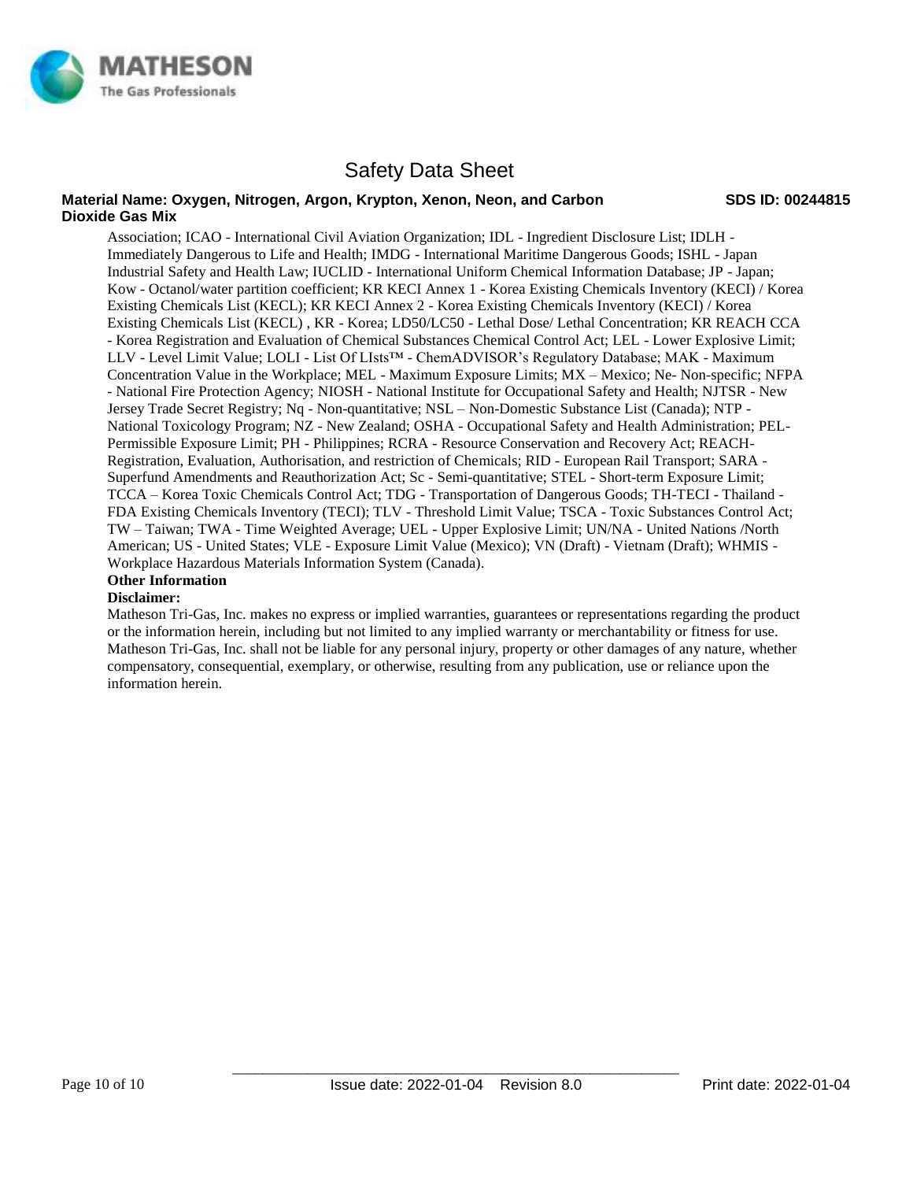Association; ICAO - International Civil Aviation Organization; IDL - Ingredient Disclosure List; IDLH - Immediately Dangerous to Life and Health; IMDG - International Maritime Dangerous Goods; ISHL - Japan Industrial Safety and Health Law; IUCLID - International Uniform Chemical Information Database; JP - Japan; Kow - Octanol/water partition coefficient; KR KECI Annex 1 - Korea Existing Chemicals Inventory (KECI) / Korea Existing Chemicals List (KECL); KR KECI Annex 2 - Korea Existing Chemicals Inventory (KECI) / Korea Existing Chemicals List (KECL) , KR - Korea; LD50/LC50 - Lethal Dose/ Lethal Concentration; KR REACH CCA - Korea Registration and Evaluation of Chemical Substances Chemical Control Act; LEL - Lower Explosive Limit; LLV - Level Limit Value; LOLI - List Of LIsts™ - ChemADVISOR's Regulatory Database; MAK - Maximum Concentration Value in the Workplace; MEL - Maximum Exposure Limits; MX – Mexico; Ne- Non-specific; NFPA - National Fire Protection Agency; NIOSH - National Institute for Occupational Safety and Health; NJTSR - New Jersey Trade Secret Registry; Nq - Non-quantitative; NSL – Non-Domestic Substance List (Canada); NTP - National Toxicology Program; NZ - New Zealand; OSHA - Occupational Safety and Health Administration; PEL- Permissible Exposure Limit; PH - Philippines; RCRA - Resource Conservation and Recovery Act; REACH- Registration, Evaluation, Authorisation, and restriction of Chemicals; RID - European Rail Transport; SARA - Superfund Amendments and Reauthorization Act; Sc - Semi-quantitative; STEL - Short-term Exposure Limit; TCCA – Korea Toxic Chemicals Control Act; TDG - Transportation of Dangerous Goods; TH-TECI - Thailand - FDA Existing Chemicals Inventory (TECI); TLV - Threshold Limit Value; TSCA - Toxic Substances Control Act; TW – Taiwan; TWA - Time Weighted Average; UEL - Upper Explosive Limit; UN/NA - United Nations /North American; US - United States; VLE - Exposure Limit Value (Mexico); VN (Draft) - Vietnam (Draft); WHMIS - Workplace Hazardous Materials Information System (Canada).

**Other Information**

**Disclaimer:**

Matheson Tri-Gas, Inc. makes no express or implied warranties, guarantees or representations regarding the product or the information herein, including but not limited to any implied warranty or merchantability or fitness for use. Matheson Tri-Gas, Inc. shall not be liable for any personal injury, property or other damages of any nature, whether compensatory, consequential, exemplary, or otherwise, resulting from any publication, use or reliance upon the information herein.